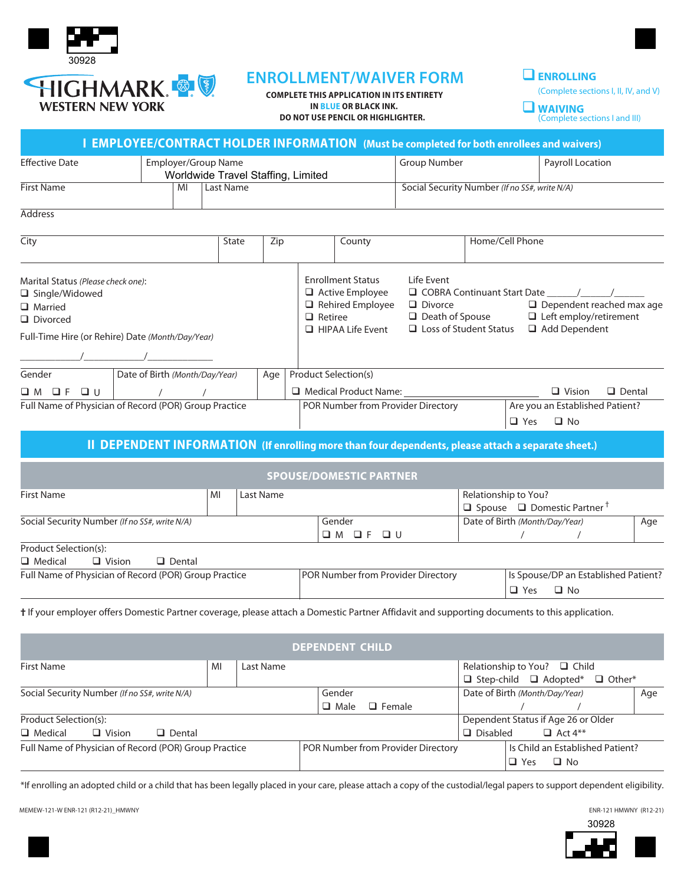30928

HIGHMARK WESTERN NEW YORK

# ENROLLMENT/WAIVER FORM

**COMPLETE THIS APPLICATION IN ITS ENTIRETY IN BLUE OR BLACK INK. DO NOT USE PENCIL OR HIGHLIGHTER.**

❑ **ENROLLING** (Complete sections I, II, IV, and V)

❑ **WAIVING** (Complete sections I and III)

## I EMPLOYEE/CONTRACT HOLDER INFORMATION (Must be completed for both enrollees and waivers)

| Effective Date | Employer/Group Name | Group Number | Payroll Location |
|---|---|---|---|
| | Worldwide Travel Staffing, Limited | | |

| First Name | MI | Last Name | Social Security Number *(If no SS#, write N/A)* |
|---|---|---|---|
| | | | |

Address

| City | State | Zip | County | Home/Cell Phone |
|---|---|---|---|---|
| | | | | |

Marital Status *(Please check one)*:
❑ Single/Widowed
❑ Married
❑ Divorced

Full-Time Hire (or Rehire) Date *(Month/Day/Year)*

\_\_\_\_\_\_\_\_\_\_/\_\_\_\_\_\_\_\_\_\_/\_\_\_\_\_\_\_\_\_\_

Enrollment Status
❑ Active Employee
❑ Rehired Employee
❑ Retiree
❑ HIPAA Life Event

Life Event
❑ COBRA Continuant Start Date \_\_\_\_/\_\_\_\_/\_\_\_\_
❑ Divorce
❑ Death of Spouse
❑ Loss of Student Status
❑ Dependent reached max age
❑ Left employ/retirement
❑ Add Dependent

| Gender | Date of Birth *(Month/Day/Year)* | Age | Product Selection(s) |
|---|---|---|---|
| ❑ M ❑ F ❑ U | / / | | ❑ Medical Product Name: \_\_\_\_\_\_\_\_\_\_ ❑ Vision ❑ Dental |

| Full Name of Physician of Record (POR) Group Practice | POR Number from Provider Directory | Are you an Established Patient? |
|---|---|---|
| | | ❑ Yes ❑ No |

## II DEPENDENT INFORMATION (If enrolling more than four dependents, please attach a separate sheet.)

### SPOUSE/DOMESTIC PARTNER

| First Name | MI | Last Name | Relationship to You? |
|---|---|---|---|
| | | | ❑ Spouse ❑ Domestic Partner † |

| Social Security Number *(If no SS#, write N/A)* | Gender | Date of Birth *(Month/Day/Year)* | Age |
|---|---|---|---|
| | ❑ M ❑ F ❑ U | / / | |

Product Selection(s):
❑ Medical ❑ Vision ❑ Dental

| Full Name of Physician of Record (POR) Group Practice | POR Number from Provider Directory | Is Spouse/DP an Established Patient? |
|---|---|---|
| | | ❑ Yes ❑ No |

† If your employer offers Domestic Partner coverage, please attach a Domestic Partner Affidavit and supporting documents to this application.

### DEPENDENT CHILD

| First Name | MI | Last Name | Relationship to You? |
|---|---|---|---|
| | | | ❑ Child ❑ Step-child ❑ Adopted* ❑ Other* |

| Social Security Number *(If no SS#, write N/A)* | Gender | Date of Birth *(Month/Day/Year)* | Age |
|---|---|---|---|
| | ❑ Male ❑ Female | / / | |

| Product Selection(s): | Dependent Status if Age 26 or Older |
|---|---|
| ❑ Medical ❑ Vision ❑ Dental | ❑ Disabled ❑ Act 4** |

| Full Name of Physician of Record (POR) Group Practice | POR Number from Provider Directory | Is Child an Established Patient? |
|---|---|---|
| | | ❑ Yes ❑ No |

*If enrolling an adopted child or a child that has been legally placed in your care, please attach a copy of the custodial/legal papers to support dependent eligibility.

MEMEW-121-W ENR-121 (R12-21)_HMWNY

ENR-121 HMWNY (R12-21)

30928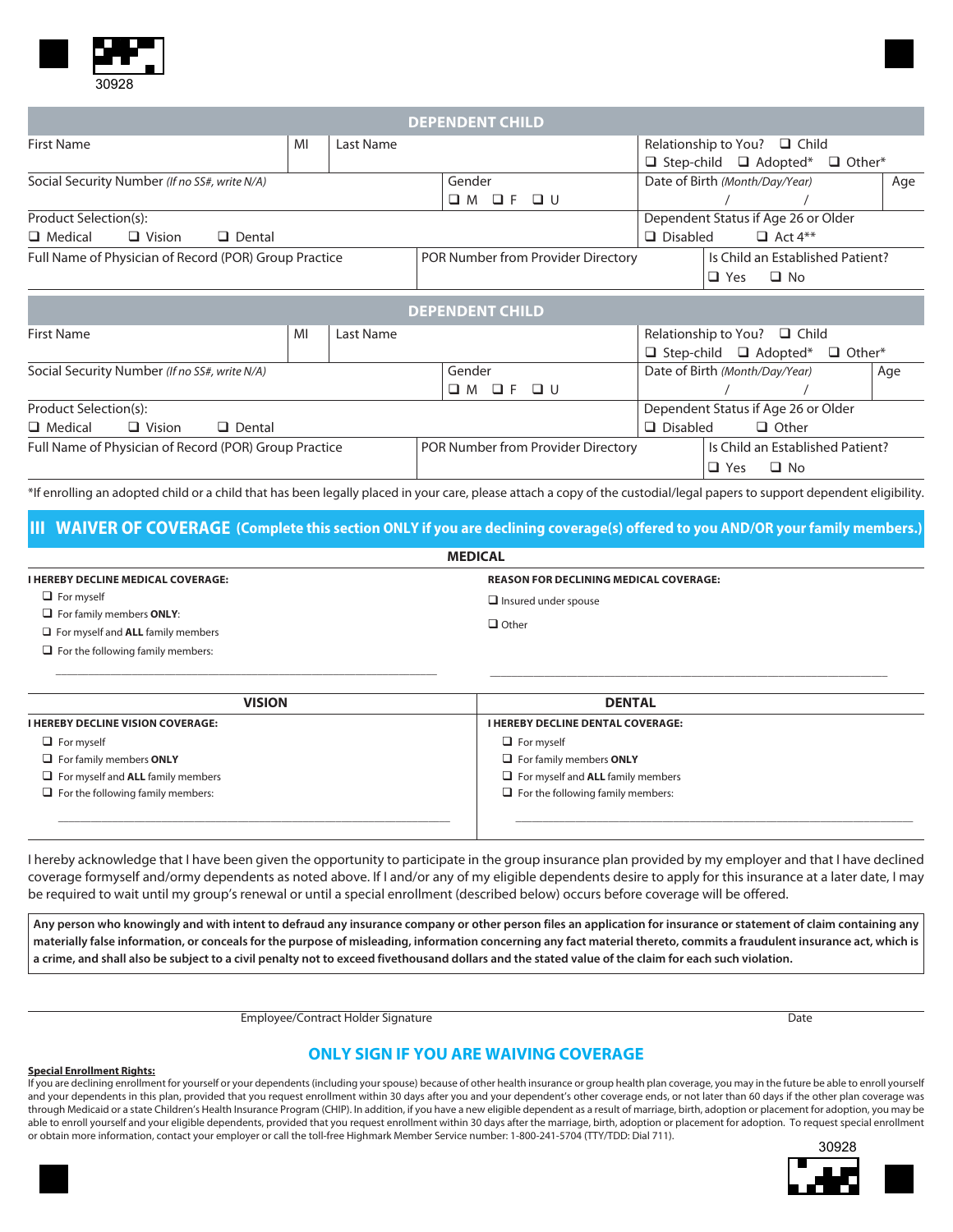## DEPENDENT CHILD

| First Name | MI | Last Name | Relationship to You? ❑ Child ❑ Step-child ❑ Adopted* ❑ Other* | |
|---|---|---|---|---|
| Social Security Number *(If no SS#, write N/A)* | | Gender ❑ M ❑ F ❑ U | Date of Birth *(Month/Day/Year)* / / | Age |
| Product Selection(s): ❑ Medical ❑ Vision ❑ Dental | | | Dependent Status if Age 26 or Older ❑ Disabled ❑ Act 4** | |
| Full Name of Physician of Record (POR) Group Practice | | POR Number from Provider Directory | Is Child an Established Patient? ❑ Yes ❑ No | |

## DEPENDENT CHILD

| First Name | MI | Last Name | Relationship to You? ❑ Child ❑ Step-child ❑ Adopted* ❑ Other* | |
|---|---|---|---|---|
| Social Security Number *(If no SS#, write N/A)* | | Gender ❑ M ❑ F ❑ U | Date of Birth *(Month/Day/Year)* / / | Age |
| Product Selection(s): ❑ Medical ❑ Vision ❑ Dental | | | Dependent Status if Age 26 or Older ❑ Disabled ❑ Other | |
| Full Name of Physician of Record (POR) Group Practice | | POR Number from Provider Directory | Is Child an Established Patient? ❑ Yes ❑ No | |

*If enrolling an adopted child or a child that has been legally placed in your care, please attach a copy of the custodial/legal papers to support dependent eligibility.

## III WAIVER OF COVERAGE (Complete this section ONLY if you are declining coverage(s) offered to you AND/OR your family members.)

### MEDICAL

**I HEREBY DECLINE MEDICAL COVERAGE:**

- ❑ For myself
- ❑ For family members **ONLY**:
- ❑ For myself and **ALL** family members
- ❑ For the following family members:

\_\_\_\_\_\_\_\_\_\_\_\_\_\_\_\_\_\_\_\_\_\_\_\_\_\_\_\_\_\_\_\_\_\_\_\_\_\_\_\_\_\_\_\_\_\_\_\_

**REASON FOR DECLINING MEDICAL COVERAGE:**

- ❑ Insured under spouse
- ❑ Other

\_\_\_\_\_\_\_\_\_\_\_\_\_\_\_\_\_\_\_\_\_\_\_\_\_\_\_\_\_\_\_\_\_\_\_\_\_\_\_\_\_\_\_\_\_\_\_\_

### VISION

**I HEREBY DECLINE VISION COVERAGE:**

- ❑ For myself
- ❑ For family members **ONLY**
- ❑ For myself and **ALL** family members
- ❑ For the following family members:

\_\_\_\_\_\_\_\_\_\_\_\_\_\_\_\_\_\_\_\_\_\_\_\_\_\_\_\_\_\_\_\_\_\_\_\_\_\_\_\_\_\_\_\_\_\_\_\_

### DENTAL

**I HEREBY DECLINE DENTAL COVERAGE:**

- ❑ For myself
- ❑ For family members **ONLY**
- ❑ For myself and **ALL** family members
- ❑ For the following family members:

\_\_\_\_\_\_\_\_\_\_\_\_\_\_\_\_\_\_\_\_\_\_\_\_\_\_\_\_\_\_\_\_\_\_\_\_\_\_\_\_\_\_\_\_\_\_\_\_

I hereby acknowledge that I have been given the opportunity to participate in the group insurance plan provided by my employer and that I have declined coverage formyself and/ormy dependents as noted above. If I and/or any of my eligible dependents desire to apply for this insurance at a later date, I may be required to wait until my group's renewal or until a special enrollment (described below) occurs before coverage will be offered.

**Any person who knowingly and with intent to defraud any insurance company or other person files an application for insurance or statement of claim containing any materially false information, or conceals for the purpose of misleading, information concerning any fact material thereto, commits a fraudulent insurance act, which is a crime, and shall also be subject to a civil penalty not to exceed fivethousand dollars and the stated value of the claim for each such violation.**

\_\_\_\_\_\_\_\_\_\_\_\_\_\_\_\_\_\_\_\_\_\_\_\_\_\_\_\_\_\_\_\_\_\_\_\_\_\_\_\_\_\_\_\_\_\_\_\_\_\_\_\_\_\_\_\_\_\_\_\_\_\_

Employee/Contract Holder Signature | Date

**ONLY SIGN IF YOU ARE WAIVING COVERAGE**

**Special Enrollment Rights:**

If you are declining enrollment for yourself or your dependents (including your spouse) because of other health insurance or group health plan coverage, you may in the future be able to enroll yourself and your dependents in this plan, provided that you request enrollment within 30 days after you and your dependent's other coverage ends, or not later than 60 days if the other plan coverage was through Medicaid or a state Children's Health Insurance Program (CHIP). In addition, if you have a new eligible dependent as a result of marriage, birth, adoption or placement for adoption, you may be able to enroll yourself and your eligible dependents, provided that you request enrollment within 30 days after the marriage, birth, adoption or placement for adoption. To request special enrollment or obtain more information, contact your employer or call the toll-free Highmark Member Service number: 1-800-241-5704 (TTY/TDD: Dial 711).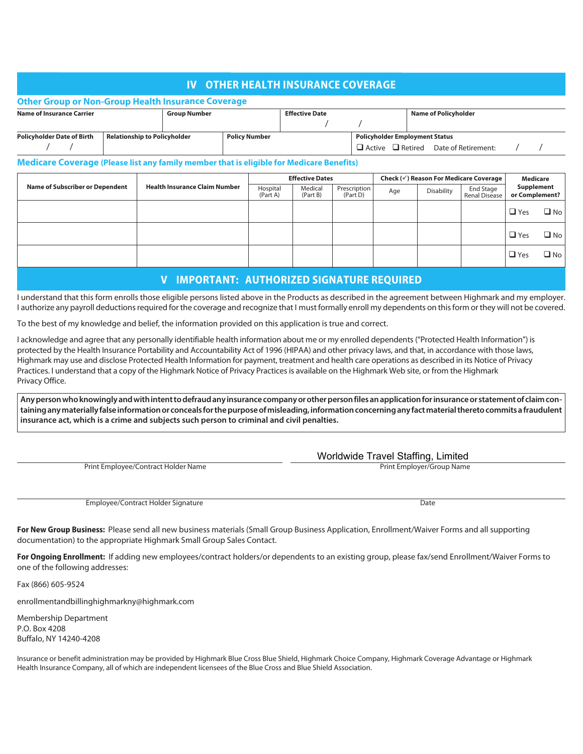## IV OTHER HEALTH INSURANCE COVERAGE

### Other Group or Non-Group Health Insurance Coverage

| Name of Insurance Carrier | Group Number | Effective Date | Name of Policyholder |
|---|---|---|---|
| | | / / | |

| Policyholder Date of Birth | Relationship to Policyholder | Policy Number | Policyholder Employment Status |
|---|---|---|---|
| / / | | | ❑ Active ❑ Retired Date of Retirement: / / |

### Medicare Coverage (Please list any family member that is eligible for Medicare Benefits)

| Name of Subscriber or Dependent | Health Insurance Claim Number | Effective Dates | | | Check (✓) Reason For Medicare Coverage | | | Medicare Supplement or Complement? |
|---|---|---|---|---|---|---|---|---|
| | | Hospital (Part A) | Medical (Part B) | Prescription (Part D) | Age | Disability | End Stage Renal Disease | |
| | | | | | | | | ❑ Yes ❑ No |
| | | | | | | | | ❑ Yes ❑ No |
| | | | | | | | | ❑ Yes ❑ No |

## V IMPORTANT: AUTHORIZED SIGNATURE REQUIRED

I understand that this form enrolls those eligible persons listed above in the Products as described in the agreement between Highmark and my employer. I authorize any payroll deductions required for the coverage and recognize that I must formally enroll my dependents on this form or they will not be covered.

To the best of my knowledge and belief, the information provided on this application is true and correct.

I acknowledge and agree that any personally identifiable health information about me or my enrolled dependents ("Protected Health Information") is protected by the Health Insurance Portability and Accountability Act of 1996 (HIPAA) and other privacy laws, and that, in accordance with those laws, Highmark may use and disclose Protected Health Information for payment, treatment and health care operations as described in its Notice of Privacy Practices. I understand that a copy of the Highmark Notice of Privacy Practices is available on the Highmark Web site, or from the Highmark Privacy Office.

**Any person who knowingly and with intent to defraud any insurance company or other person files an application for insurance or statement of claim containing any materially false information or conceals for the purpose of misleading, information concerning any fact material thereto commits a fraudulent insurance act, which is a crime and subjects such person to criminal and civil penalties.**

_______________________________ Print Employee/Contract Holder Name

Worldwide Travel Staffing, Limited
Print Employer/Group Name

_______________________________ Employee/Contract Holder Signature

_______________ Date

**For New Group Business:** Please send all new business materials (Small Group Business Application, Enrollment/Waiver Forms and all supporting documentation) to the appropriate Highmark Small Group Sales Contact.

**For Ongoing Enrollment:** If adding new employees/contract holders/or dependents to an existing group, please fax/send Enrollment/Waiver Forms to one of the following addresses:

Fax (866) 605-9524

enrollmentandbillinghighmarkny@highmark.com

Membership Department
P.O. Box 4208
Buffalo, NY 14240-4208

Insurance or benefit administration may be provided by Highmark Blue Cross Blue Shield, Highmark Choice Company, Highmark Coverage Advantage or Highmark Health Insurance Company, all of which are independent licensees of the Blue Cross and Blue Shield Association.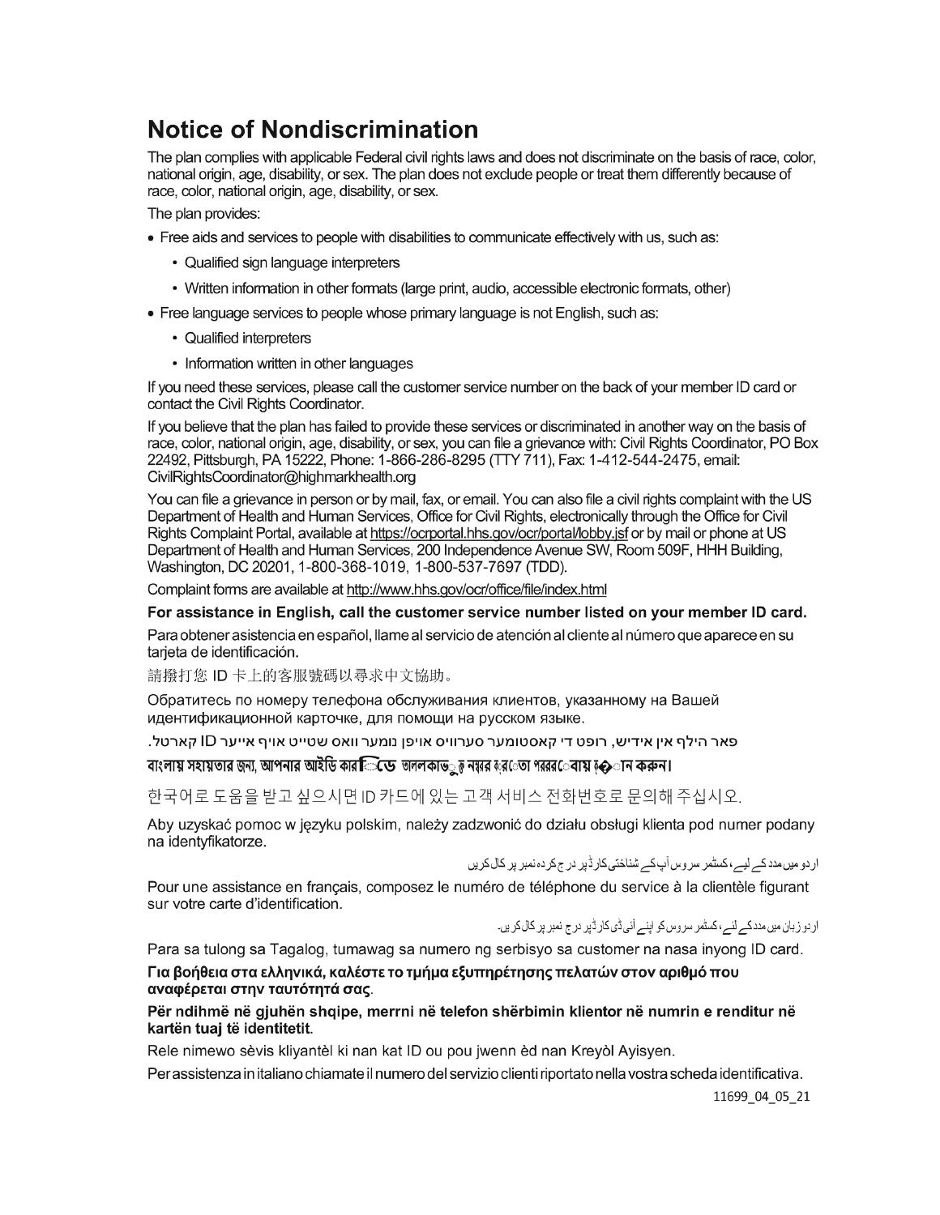# Notice of Nondiscrimination

The plan complies with applicable Federal civil rights laws and does not discriminate on the basis of race, color, national origin, age, disability, or sex. The plan does not exclude people or treat them differently because of race, color, national origin, age, disability, or sex.

The plan provides:

- Free aids and services to people with disabilities to communicate effectively with us, such as:
  - Qualified sign language interpreters
  - Written information in other formats (large print, audio, accessible electronic formats, other)
- Free language services to people whose primary language is not English, such as:
  - Qualified interpreters
  - Information written in other languages

If you need these services, please call the customer service number on the back of your member ID card or contact the Civil Rights Coordinator.

If you believe that the plan has failed to provide these services or discriminated in another way on the basis of race, color, national origin, age, disability, or sex, you can file a grievance with: Civil Rights Coordinator, PO Box 22492, Pittsburgh, PA 15222, Phone: 1-866-286-8295 (TTY 711), Fax: 1-412-544-2475, email: CivilRightsCoordinator@highmarkhealth.org

You can file a grievance in person or by mail, fax, or email. You can also file a civil rights complaint with the US Department of Health and Human Services, Office for Civil Rights, electronically through the Office for Civil Rights Complaint Portal, available at https://ocrportal.hhs.gov/ocr/portal/lobby.jsf or by mail or phone at US Department of Health and Human Services, 200 Independence Avenue SW, Room 509F, HHH Building, Washington, DC 20201, 1-800-368-1019, 1-800-537-7697 (TDD).

Complaint forms are available at http://www.hhs.gov/ocr/office/file/index.html

**For assistance in English, call the customer service number listed on your member ID card.**

Para obtener asistencia en español, llame al servicio de atención al cliente al número que aparece en su tarjeta de identificación.

請撥打您 ID 卡上的客服號碼以尋求中文協助。

Обратитесь по номеру телефона обслуживания клиентов, указанному на Вашей идентификационной карточке, для помощи на русском языке.

פאר הילף אין אידיש, רופט די קאסטומער סערוויס אויפן נומער וואס שטייט אויף אייער ID קארטל.

**বাংলায় সহায়তার জন্য, আপনার আইডি কার্ডে তালিকাভুক্ত নম্বরে গ্রাহক পরিষেবায় ফোন করুন।**

한국어로 도움을 받고 싶으시면 ID 카드에 있는 고객 서비스 전화번호로 문의해 주십시오.

Aby uzyskać pomoc w języku polskim, należy zadzwonić do działu obsługi klienta pod numer podany na identyfikatorze.

اردو میں مدد کے لیے، کسٹمر سروس آپ کے شناختی کارڈ پر درج کردہ نمبر پر کال کریں

Pour une assistance en français, composez le numéro de téléphone du service à la clientèle figurant sur votre carte d'identification.

اردو زبان میں مدد کے لئے، کسٹمر سروس کو اپنے آئی ڈی کارڈ پر درج نمبر پر کال کریں۔

Para sa tulong sa Tagalog, tumawag sa numero ng serbisyo sa customer na nasa inyong ID card.

**Για βοήθεια στα ελληνικά, καλέστε το τμήμα εξυπηρέτησης πελατών στον αριθμό που αναφέρεται στην ταυτότητά σας.**

**Për ndihmë në gjuhën shqipe, merrni në telefon shërbimin klientor në numrin e renditur në kartën tuaj të identitetit.**

Rele nimewo sèvis kliyantèl ki nan kat ID ou pou jwenn èd nan Kreyòl Ayisyen.

Per assistenza in italiano chiamate il numero del servizio clienti riportato nella vostra scheda identificativa.

11699_04_05_21